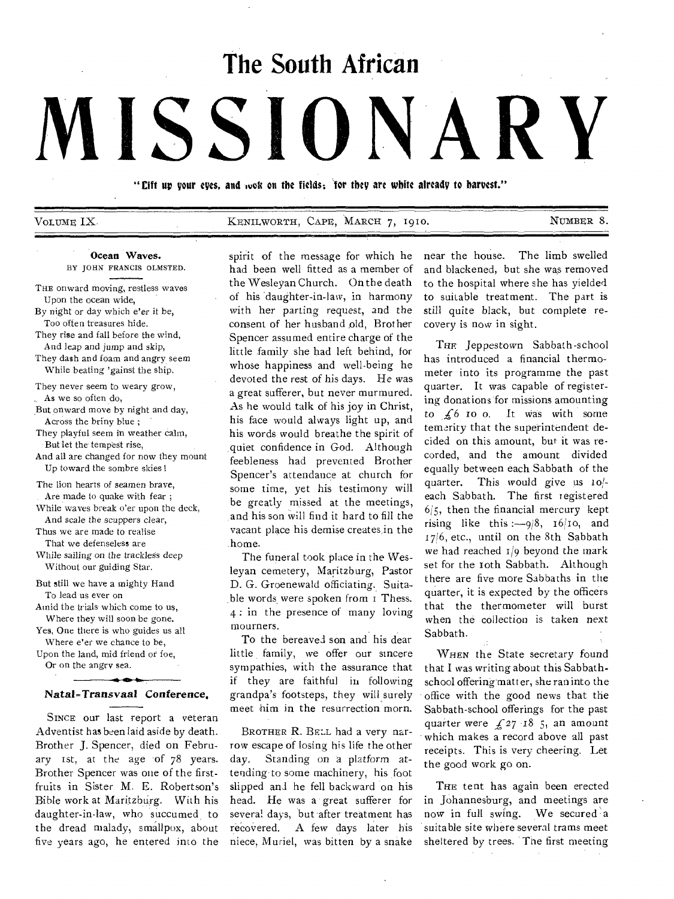# The South African

# MISSIONARY

"Lift up your eyes, and look on the fields; for they are white already to harvest."

VOLUME IX. KENILWORTH, CAPE, MARCH 7, 1910. NUMBER 8.

### Ocean Waves.

BY JOHN FRANCIS OLMSTED.

THE onward moving, restless waves
Upon the ocean wide,
By night or day which e'er it be,
Too often treasures hide.
They rise and fall before the wind,
And leap and jump and skip,
They dash and foam and angry seem
While beating 'gainst the ship.

They never seem to weary grow,
As we so often do,
But onward move by night and day,
Across the briny blue;
They playful seem in weather calm,
But let the tempest rise,
And all are changed for now they mount
Up toward the sombre skies!

The lion hearts of seamen brave,
Are made to quake with fear;
While waves break o'er upon the deck,
And scale the scuppers clear,
Thus we are made to realise
That we defenseless are
While sailing on the trackless deep
Without our guiding Star.

But still we have a mighty Hand
To lead us ever on
Amid the trials which come to us,
Where they will soon be gone.
Yes, One there is who guides us all
Where e'er we chance to be,
Upon the land, mid friend or foe,
Or on the angry sea.

### Natal-Transvaal Conference.

SINCE our last report a veteran Adventist has been laid aside by death. Brother J. Spencer, died on February 1st, at the age of 78 years. Brother Spencer was one of the first-fruits in Sister M. E. Robertson's Bible work at Maritzburg. With his daughter-in-law, who succumed to the dread malady, smallpox, about five years ago, he entered into the spirit of the message for which he had been well fitted as a member of the Wesleyan Church. On the death of his daughter-in-law, in harmony with her parting request, and the consent of her husband old, Brother Spencer assumed entire charge of the little family she had left behind, for whose happiness and well-being he devoted the rest of his days. He was a great sufferer, but never murmured. As he would talk of his joy in Christ, his face would always light up, and his words would breathe the spirit of quiet confidence in God. Although feebleness had prevented Brother Spencer's attendance at church for some time, yet his testimony will be greatly missed at the meetings, and his son will find it hard to fill the vacant place his demise creates in the home.

The funeral took place in the Wesleyan cemetery, Maritzburg, Pastor D. G. Groenewald officiating. Suitable words were spoken from 1 Thess. 4: in the presence of many loving mourners.

To the bereaved son and his dear little family, we offer our sincere sympathies, with the assurance that if they are faithful in following grandpa's footsteps, they will surely meet him in the resurrection morn.

BROTHER R. BELL had a very narrow escape of losing his life the other day. Standing on a platform attending to some machinery, his foot slipped and he fell backward on his head. He was a great sufferer for several days, but after treatment has recovered. A few days later his niece, Muriel, was bitten by a snake near the house. The limb swelled and blackened, but she was removed to the hospital where she has yielded to suitable treatment. The part is still quite black, but complete recovery is now in sight.

THE Jeppestown Sabbath-school has introduced a financial thermometer into its programme the past quarter. It was capable of registering donations for missions amounting to £6 10 0. It was with some temerity that the superintendent decided on this amount, but it was recorded, and the amount divided equally between each Sabbath of the quarter. This would give us 10/- each Sabbath. The first registered 6/5, then the financial mercury kept rising like this:—9/8, 16/10, and 17/6, etc., until on the 8th Sabbath we had reached 1/9 beyond the mark set for the 10th Sabbath. Although there are five more Sabbaths in the quarter, it is expected by the officers that the thermometer will burst when the collection is taken next Sabbath.

WHEN the State secretary found that I was writing about this Sabbath-school offering matter, she ran into the office with the good news that the Sabbath-school offerings for the past quarter were £27 18 5, an amount which makes a record above all past receipts. This is very cheering. Let the good work go on.

THE tent has again been erected in Johannesburg, and meetings are now in full swing. We secured a suitable site where several trams meet sheltered by trees. The first meeting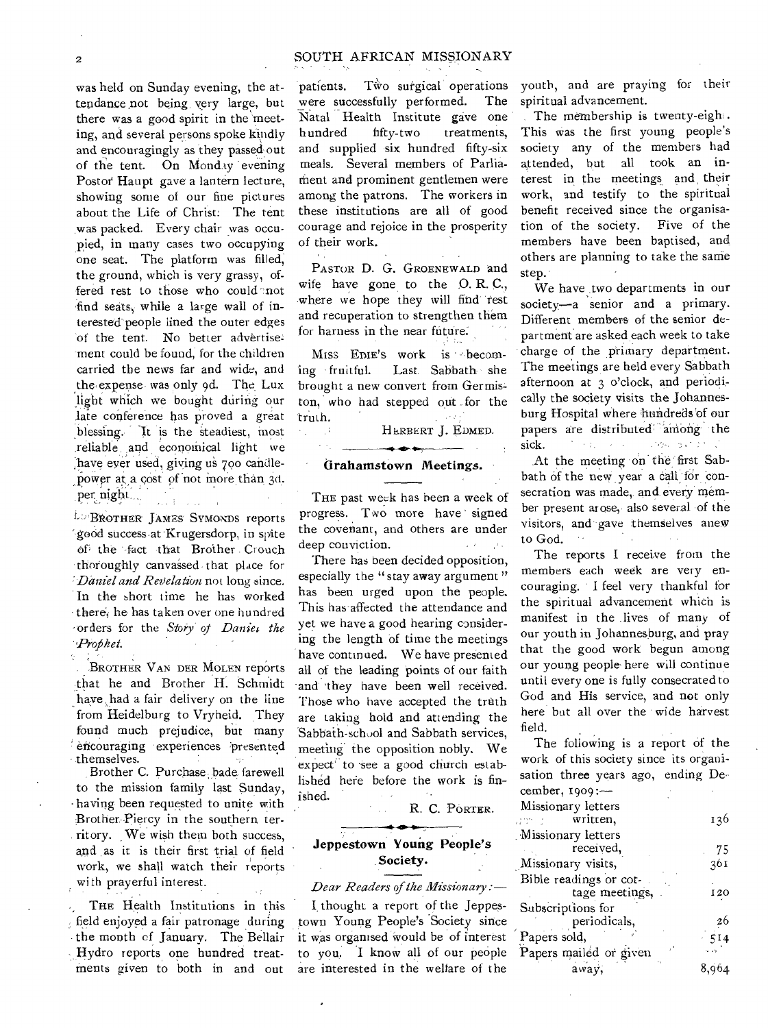was held on Sunday evening, the attendance not being very large, but there was a good spirit in the meeting, and several persons spoke kindly and encouragingly as they passed out of the tent. On Monday evening Postor Haupt gave a lantern lecture, showing some of our fine pictures about the Life of Christ: The tent was packed. Every chair was occupied, in many cases two occupying one seat. The platform was filled, the ground, which is very grassy, offered rest to those who could not find seats, while a large wall of interested people lined the outer edges of the tent. No better advertisement could be found, for the children carried the news far and wide, and the expense was only 9d. The Lux light which we bought during our late conference has proved a great blessing. It is the steadiest, most reliable and economical light we have ever used, giving us 700 candlepower at a cost of not more than 3d. per night.

BROTHER JAMES SYMONDS reports good success at Krugersdorp, in spite of the fact that Brother Crouch thoroughly canvassed that place for *Daniel and Revelation* not long since. In the short time he has worked there, he has taken over one hundred orders for the *Story of Daniel the Prophet.*

BROTHER VAN DER MOLEN reports that he and Brother H. Schmidt have had a fair delivery on the line from Heidelburg to Vryheid. They found much prejudice, but many encouraging experiences presented themselves.

Brother C. Purchase bade farewell to the mission family last Sunday, having been requested to unite with Brother Piercy in the southern territory. We wish them both success, and as it is their first trial of field work, we shall watch their reports with prayerful interest.

THE Health Institutions in this field enjoyed a fair patronage during the month of January. The Bellair Hydro reports one hundred treatments given to both in and out patients. Two surgical operations were successfully performed. The Natal Health Institute gave one hundred fifty-two treatments, and supplied six hundred fifty-six meals. Several members of Parliament and prominent gentlemen were among the patrons. The workers in these institutions are all of good courage and rejoice in the prosperity of their work.

PASTOR D. G. GROENEWALD and wife have gone to the O. R. C., where we hope they will find rest and recuperation to strengthen them for harness in the near future.

MISS EDIE'S work is becoming fruitful. Last Sabbath she brought a new convert from Germiston, who had stepped out for the truth.

HERBERT J. EDMED.

## Grahamstown Meetings.

THE past week has been a week of progress. Two more have signed the covenant, and others are under deep conviction.

There has been decided opposition, especially the "stay away argument" has been urged upon the people. This has affected the attendance and yet we have a good hearing considering the length of time the meetings have continued. We have presented all of the leading points of our faith and they have been well received. Those who have accepted the truth are taking hold and attending the Sabbath-school and Sabbath services, meeting the opposition nobly. We expect to see a good church established here before the work is finished.

R. C. PORTER.

## Jeppestown Young People's Society.

*Dear Readers of the Missionary:—*

I thought a report of the Jeppestown Young People's Society since it was organised would be of interest to you. I know all of our people are interested in the welfare of the youth, and are praying for their spiritual advancement.

The membership is twenty-eight. This was the first young people's society any of the members had attended, but all took an interest in the meetings and their work, and testify to the spiritual benefit received since the organisation of the society. Five of the members have been baptised, and others are planning to take the same step.

We have two departments in our society—a senior and a primary. Different members of the senior department are asked each week to take charge of the primary department. The meetings are held every Sabbath afternoon at 3 o'clock, and periodically the society visits the Johannesburg Hospital where hundreds of our papers are distributed among the sick.

At the meeting on the first Sabbath of the new year a call for consecration was made, and every member present arose, also several of the visitors, and gave themselves anew to God.

The reports I receive from the members each week are very encouraging. I feel very thankful for the spiritual advancement which is manifest in the lives of many of our youth in Johannesburg, and pray that the good work begun among our young people here will continue until every one is fully consecrated to God and His service, and not only here but all over the wide harvest field.

The following is a report of the work of this society since its organisation three years ago, ending December, 1909:—

| | |
|---|---|
| Missionary letters written, | 136 |
| Missionary letters received, | 75 |
| Missionary visits, | 361 |
| Bible readings or cottage meetings, | 120 |
| Subscriptions for periodicals, | 26 |
| Papers sold, | 514 |
| Papers mailed or given away, | 8,964 |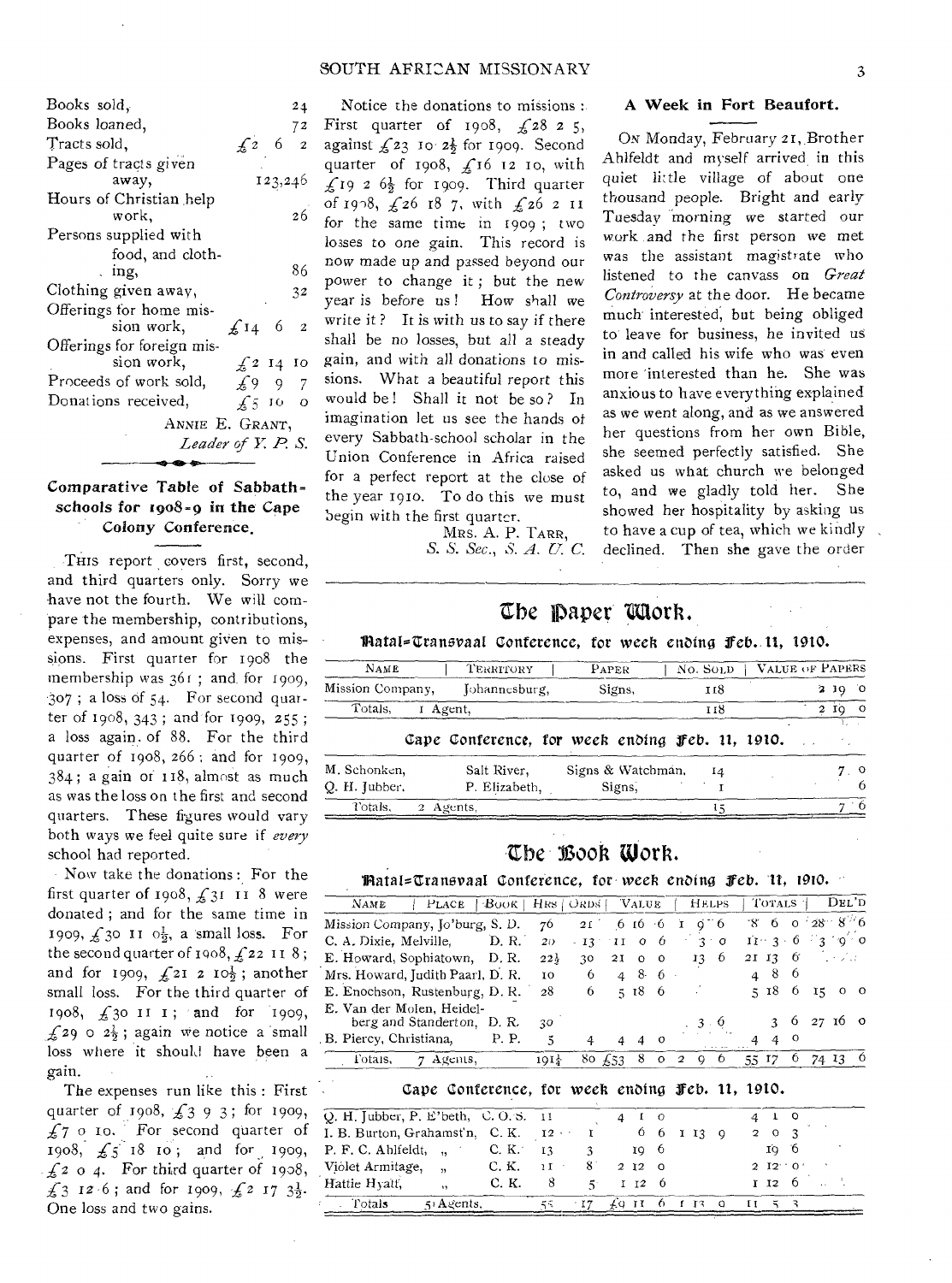| | |
|---|---|
| Books sold, | 24 |
| Books loaned, | 72 |
| Tracts sold, | £2 6 2 |
| Pages of tracts given away, | 123,246 |
| Hours of Christian help work, | 26 |
| Persons supplied with food, and clothing, | 86 |
| Clothing given away, | 32 |
| Offerings for home mission work, | £14 6 2 |
| Offerings for foreign mission work, | £2 14 10 |
| Proceeds of work sold, | £9 9 7 |
| Donations received, | £5 10 0 |

ANNIE E. GRANT,
*Leader of Y. P. S.*

### Comparative Table of Sabbath-schools for 1908-9 in the Cape Colony Conference.

THIS report covers first, second, and third quarters only. Sorry we have not the fourth. We will compare the membership, contributions, expenses, and amount given to missions. First quarter for 1908 the membership was 361; and for 1909, 307; a loss of 54. For second quarter of 1908, 343; and for 1909, 255; a loss again of 88. For the third quarter of 1908, 266; and for 1909, 384; a gain of 118, almost as much as was the loss on the first and second quarters. These figures would vary both ways we feel quite sure if *every* school had reported.

Now take the donations: For the first quarter of 1908, £31 11 8 were donated; and for the same time in 1909, £30 11 0½, a small loss. For the second quarter of 1908, £22 11 8; and for 1909, £21 2 10½; another small loss. For the third quarter of 1908, £30 11 1; and for 1909, £29 0 2½; again we notice a small loss where it should have been a gain.

The expenses run like this: First quarter of 1908, £3 9 3; for 1909, £7 0 10. For second quarter of 1908, £5 18 10; and for 1909, £2 0 4. For third quarter of 1908, £3 12 6; and for 1909, £2 17 3½. One loss and two gains.

Notice the donations to missions: First quarter of 1908, £28 2 5, against £23 10 2½ for 1909. Second quarter of 1908, £16 12 10, with £19 2 6½ for 1909. Third quarter of 1908, £26 18 7, with £26 2 11 for the same time in 1909; two losses to one gain. This record is now made up and passed beyond our power to change it; but the new year is before us! How shall we write it? It is with us to say if there shall be no losses, but all a steady gain, and with all donations to missions. What a beautiful report this would be! Shall it not be so? In imagination let us see the hands of every Sabbath-school scholar in the Union Conference in Africa raised for a perfect report at the close of the year 1910. To do this we must begin with the first quarter.

MRS. A. P. TARR,
*S. S. Sec., S. A. U. C.*

### A Week in Fort Beaufort.

ON Monday, February 21, Brother Ahlfeldt and myself arrived in this quiet little village of about one thousand people. Bright and early Tuesday morning we started our work and the first person we met was the assistant magistrate who listened to the canvass on *Great Controversy* at the door. He became much interested, but being obliged to leave for business, he invited us in and called his wife who was even more interested than he. She was anxious to have everything explained as we went along, and as we answered her questions from her own Bible, she seemed perfectly satisfied. She asked us what church we belonged to, and we gladly told her. She showed her hospitality by asking us to have a cup of tea, which we kindly declined. Then she gave the order

## The Paper Work.

### Natal-Transvaal Conference, for week ending Feb. 11, 1910.

| NAME | TERRITORY | PAPER | NO. SOLD | VALUE OF PAPERS |
|---|---|---|---|---|
| Mission Company, | Johannesburg, | Signs, | 118 | 2 19 0 |
| Totals, | 1 Agent, | | 118 | 2 19 0 |

### Cape Conference, for week ending Feb. 11, 1910.

| NAME | TERRITORY | PAPER | NO. SOLD | VALUE OF PAPERS |
|---|---|---|---|---|
| M. Schonken, | Salt River, | Signs & Watchman, | 14 | 7 0 |
| Q. H. Jubber, | P. Elizabeth, | Signs, | 1 | 6 |
| Totals, | 2 Agents, | | 15 | 7 6 |

## The Book Work.

### Natal-Transvaal Conference, for week ending Feb. 11, 1910.

| NAME | PLACE | BOOK | HRS | ORDS | VALUE | HELPS | TOTALS | DEL'D |
|---|---|---|---|---|---|---|---|---|
| Mission Company, Jo'burg, | | S. D. | 76 | 21 | 6 16 6 | 1 9 6 | 8 6 0 | 28 8 6 |
| C. A. Dixie, Melville, | | D. R. | 20 | 13 | 11 0 6 | 3 0 | 11 3 6 | 3 9 0 |
| E. Howard, Sophiatown, | | D. R. | 22½ | 30 | 21 0 0 | 13 6 | 21 13 6 | |
| Mrs. Howard, Judith Paarl, | | D. R. | 10 | 6 | 4 8 6 | | 4 8 6 | |
| E. Enochson, Rustenburg, | | D. R. | 28 | 6 | 5 18 6 | | 5 18 6 | 15 0 0 |
| E. Van der Molen, Heidelberg and Standerton, | | D. R. | 30 | | | 3 6 | 3 6 | 27 16 0 |
| B. Piercy, Christiana, | | P. P. | 5 | 4 | 4 4 0 | | 4 4 0 | |
| Totals, | 7 Agents, | | 191½ | 80 | £53 8 0 | 2 9 6 | 55 17 6 | 74 13 6 |

### Cape Conference, for week ending Feb. 11, 1910.

| NAME | PLACE | BOOK | HRS | ORDS | VALUE | HELPS | TOTALS | DEL'D |
|---|---|---|---|---|---|---|---|---|
| Q. H. Jubber, P. E'beth, | | C. O. S. | 11 | | 4 1 0 | | 4 1 0 | |
| I. B. Burton, Grahamst'n, | | C. K. | 12 | 1 | 6 6 | 1 13 9 | 2 0 3 | |
| P. F. C. Ahlfeldt, | " | C. K. | 13 | 3 | 19 6 | | 19 6 | |
| Violet Armitage, | " | C. K. | 11 | 8 | 2 12 0 | | 2 12 0 | |
| Hattie Hyatt, | " | C. K. | 8 | 5 | 1 12 6 | | 1 12 6 | |
| Totals | 5 Agents, | | 55 | 17 | £9 11 6 | 1 13 9 | 11 5 3 | |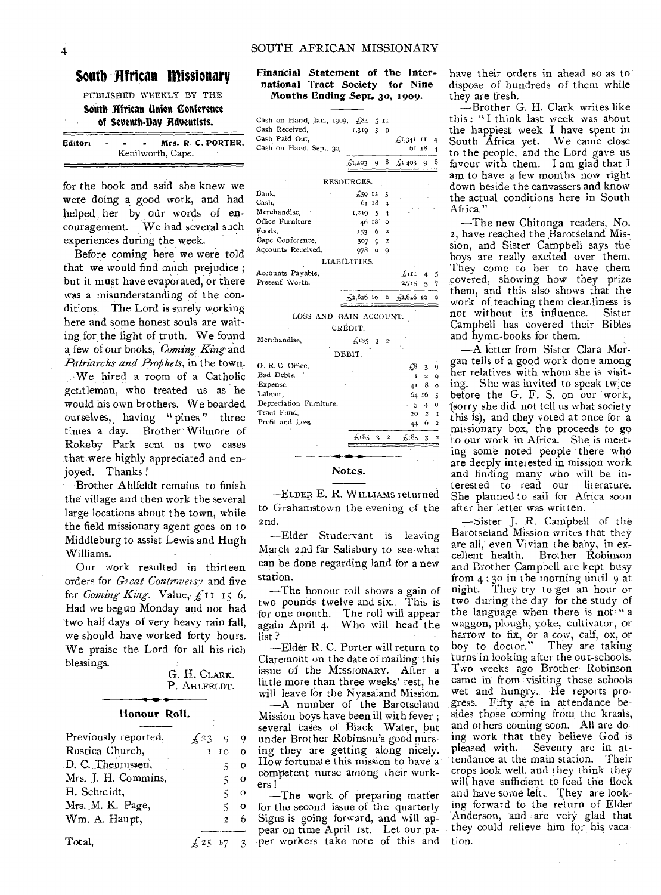# South African Missionary

PUBLISHED WEEKLY BY THE

**South African Union Conference of Seventh-Day Adventists.**

**Editor:** Mrs. R. C. PORTER. Kenilworth, Cape.

for the book and said she knew we were doing a good work, and had helped her by our words of encouragement. We had several such experiences during the week.

Before coming here we were told that we would find much prejudice; but it must have evaporated, or there was a misunderstanding of the conditions. The Lord is surely working here and some honest souls are waiting for the light of truth. We found a few of our books, *Coming King* and *Patriarchs and Prophets*, in the town.

We hired a room of a Catholic gentleman, who treated us as he would his own brothers. We boarded ourselves, having "pines" three times a day. Brother Wilmore of Rokeby Park sent us two cases that were highly appreciated and enjoyed. Thanks!

Brother Ahlfeldt remains to finish the village and then work the several large locations about the town, while the field missionary agent goes on to Middleburg to assist Lewis and Hugh Williams.

Our work resulted in thirteen orders for *Great Controversy* and five for *Coming King*. Value, £11 15 6. Had we begun Monday and not had two half days of very heavy rain fall, we should have worked forty hours. We praise the Lord for all his rich blessings.

G. H. CLARK.
P. AHLFELDT.

## Honour Roll.

| | £ | s. | d. |
|---|---|---|---|
| Previously reported, | £23 | 9 | 9 |
| Rustica Church, | 1 | 10 | 0 |
| D. C. Theunissen, | | 5 | 0 |
| Mrs. J. H. Commins, | | 5 | 0 |
| H. Schmidt, | | 5 | 0 |
| Mrs. M. K. Page, | | 5 | 0 |
| Wm. A. Haupt, | | 2 | 6 |
| Total, | £25 | 17 | 3 |

## Financial Statement of the International Tract Society for Nine Months Ending Sept. 30, 1909.

| | | |
|---|---|---|
| Cash on Hand, Jan., 1909, | £84 5 11 | |
| Cash Received, | 1,319 3 9 | |
| Cash Paid Out, | | £1,341 11 4 |
| Cash on Hand, Sept. 30, | | 61 18 4 |
| | £1,403 9 8 | £1,403 9 8 |

RESOURCES.

| | | |
|---|---|---|
| Bank, | £59 12 3 | |
| Cash, | 61 18 4 | |
| Merchandise, | 1,219 5 4 | |
| Office Furniture, | 46 18 0 | |
| Foods, | 153 6 2 | |
| Cape Conference, | 307 9 2 | |
| Accounts Received, | 978 0 9 | |

LIABILITIES.

| | | |
|---|---|---|
| Accounts Payable, | | £111 4 5 |
| Present Worth, | | 2,715 5 7 |
| | £2,826 10 0 | £2,826 10 0 |

LOSS AND GAIN ACCOUNT.

CREDIT.

| | | |
|---|---|---|
| Merchandise, | £185 3 2 | |

DEBIT.

| | | |
|---|---|---|
| O. R. C. Office, | | £8 3 9 |
| Bad Debts, | | 1 2 9 |
| Expense, | | 41 8 0 |
| Labour, | | 64 16 5 |
| Depreciation Furniture, | | 5 4 0 |
| Tract Fund, | | 20 2 1 |
| Profit and Loss, | | 44 6 2 |
| | £185 3 2 | £185 3 2 |

## Notes.

—ELDER E. R. WILLIAMS returned to Grahamstown the evening of the 2nd.

—Elder Studervant is leaving March 2nd far Salisbury to see what can be done regarding land for a new station.

—The honour roll shows a gain of two pounds twelve and six. This is for one month. The roll will appear again April 4. Who will head the list?

—Elder R. C. Porter will return to Claremont on the date of mailing this issue of the MISSIONARY. After a little more than three weeks' rest, he will leave for the Nyasaland Mission.

—A number of the Barotseland Mission boys have been ill with fever; several cases of Black Water, but under Brother Robinson's good nursing they are getting along nicely. How fortunate this mission to have a competent nurse among their workers!

—The work of preparing matter for the second issue of the quarterly Signs is going forward, and will appear on time April 1st. Let our paper workers take note of this and have their orders in ahead so as to dispose of hundreds of them while they are fresh.

—Brother G. H. Clark writes like this: "I think last week was about the happiest week I have spent in South Africa yet. We came close to the people, and the Lord gave us favour with them. I am glad that I am to have a few months now right down beside the canvassers and know the actual conditions here in South Africa."

—The new Chitonga readers, No. 2, have reached the Barotseland Mission, and Sister Campbell says the boys are really excited over them. They come to her to have them covered, showing how they prize them, and this also shows that the work of teaching them cleanliness is not without its influence. Sister Campbell has covered their Bibles and hymn-books for them.

—A letter from Sister Clara Morgan tells of a good work done among her relatives with whom she is visiting. She was invited to speak twice before the G. F. S. on our work, (sorry she did not tell us what society this is), and they voted at once for a missionary box, the proceeds to go to our work in Africa. She is meeting some noted people there who are deeply interested in mission work and finding many who will be interested to read our literature. She planned to sail for Africa soon after her letter was written.

—Sister J. R. Campbell of the Barotseland Mission writes that they are all, even Vivian the baby, in excellent health. Brother Robinson and Brother Campbell are kept busy from 4:30 in the morning until 9 at night. They try to get an hour or two during the day for the study of the language when there is not "a waggon, plough, yoke, cultivator, or harrow to fix, or a cow, calf, ox, or boy to doctor." They are taking turns in looking after the out-schools. Two weeks ago Brother Robinson came in from visiting these schools wet and hungry. He reports progress. Fifty are in attendance besides those coming from the kraals, and others coming soon. All are doing work that they believe God is pleased with. Seventy are in attendance at the main station. Their crops look well, and they think they will have sufficient to feed the flock and have some left. They are looking forward to the return of Elder Anderson, and are very glad that they could relieve him for his vacation.